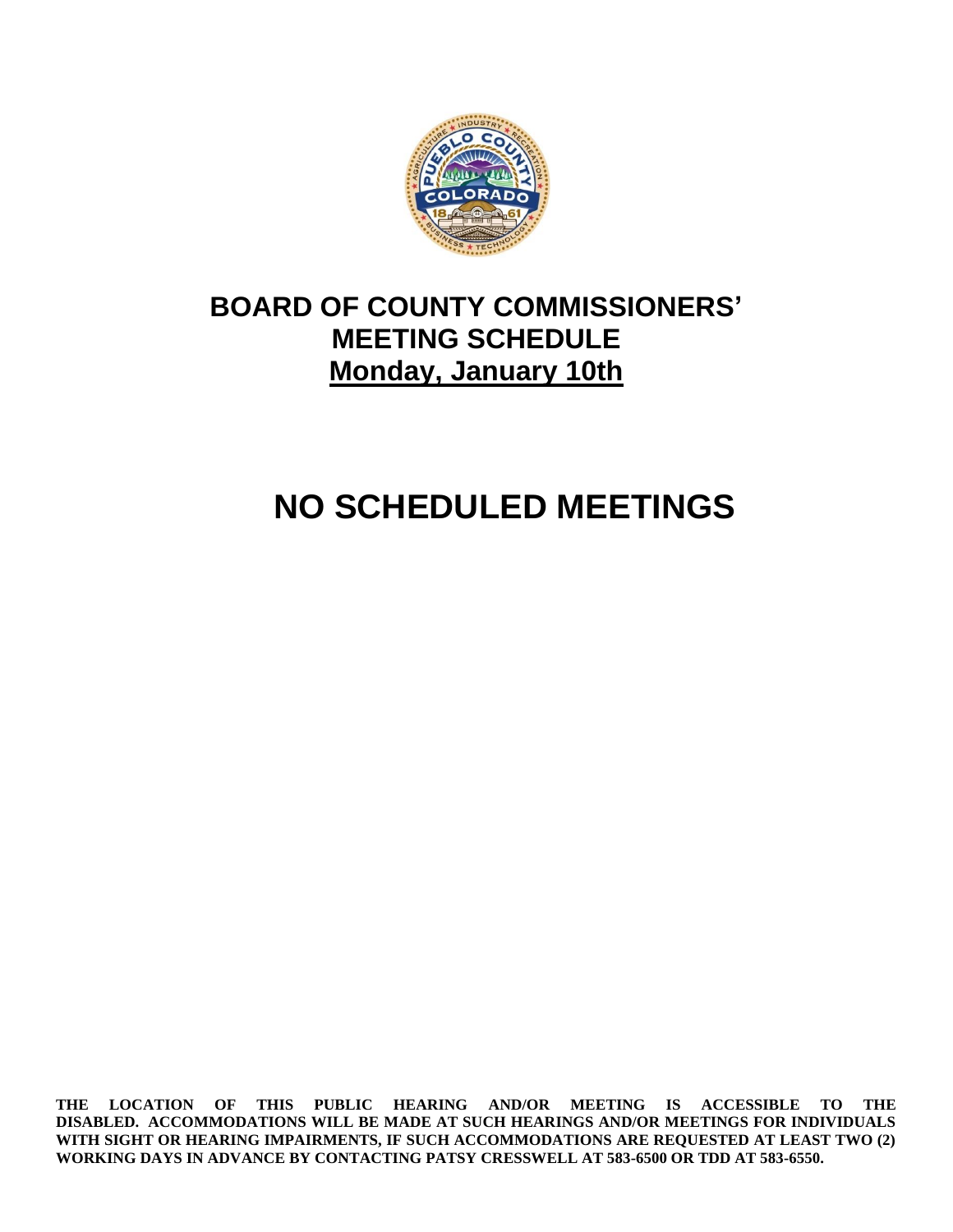# BOARD OF COUNTY COMMISSIONERS' MEETING SCHEDULE

## Monday, January 10th

# NO SCHEDULED MEETINGS

**THE LOCATION OF THIS PUBLIC HEARING AND/OR MEETING IS ACCESSIBLE TO THE DISABLED. ACCOMMODATIONS WILL BE MADE AT SUCH HEARINGS AND/OR MEETINGS FOR INDIVIDUALS WITH SIGHT OR HEARING IMPAIRMENTS, IF SUCH ACCOMMODATIONS ARE REQUESTED AT LEAST TWO (2) WORKING DAYS IN ADVANCE BY CONTACTING PATSY CRESSWELL AT 583-6500 OR TDD AT 583-6550.**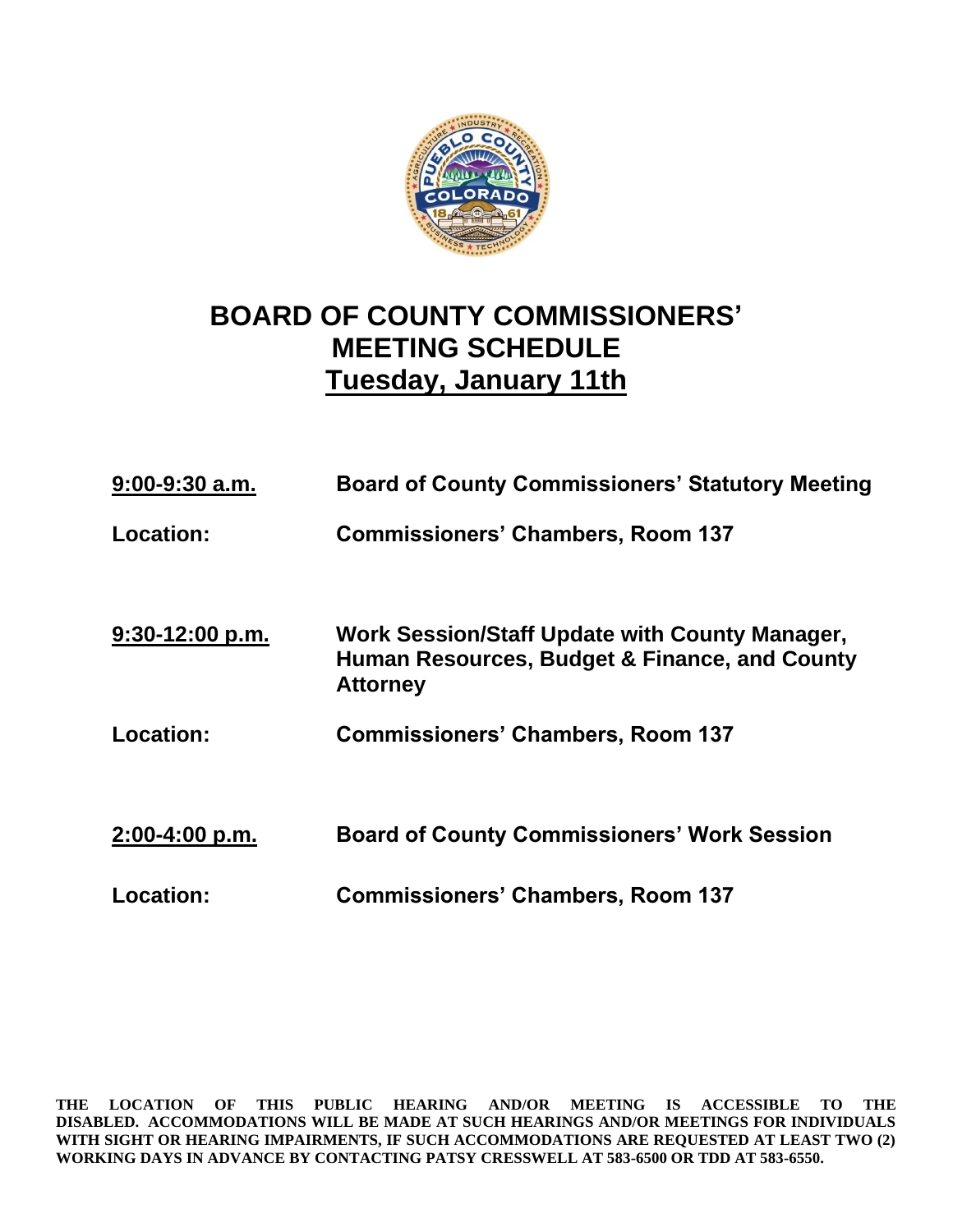# BOARD OF COUNTY COMMISSIONERS' MEETING SCHEDULE

## Tuesday, January 11th

| | |
|---|---|
| **9:00-9:30 a.m.** | **Board of County Commissioners' Statutory Meeting** |
| **Location:** | **Commissioners' Chambers, Room 137** |
| **9:30-12:00 p.m.** | **Work Session/Staff Update with County Manager, Human Resources, Budget & Finance, and County Attorney** |
| **Location:** | **Commissioners' Chambers, Room 137** |
| **2:00-4:00 p.m.** | **Board of County Commissioners' Work Session** |
| **Location:** | **Commissioners' Chambers, Room 137** |

**THE LOCATION OF THIS PUBLIC HEARING AND/OR MEETING IS ACCESSIBLE TO THE DISABLED. ACCOMMODATIONS WILL BE MADE AT SUCH HEARINGS AND/OR MEETINGS FOR INDIVIDUALS WITH SIGHT OR HEARING IMPAIRMENTS, IF SUCH ACCOMMODATIONS ARE REQUESTED AT LEAST TWO (2) WORKING DAYS IN ADVANCE BY CONTACTING PATSY CRESSWELL AT 583-6500 OR TDD AT 583-6550.**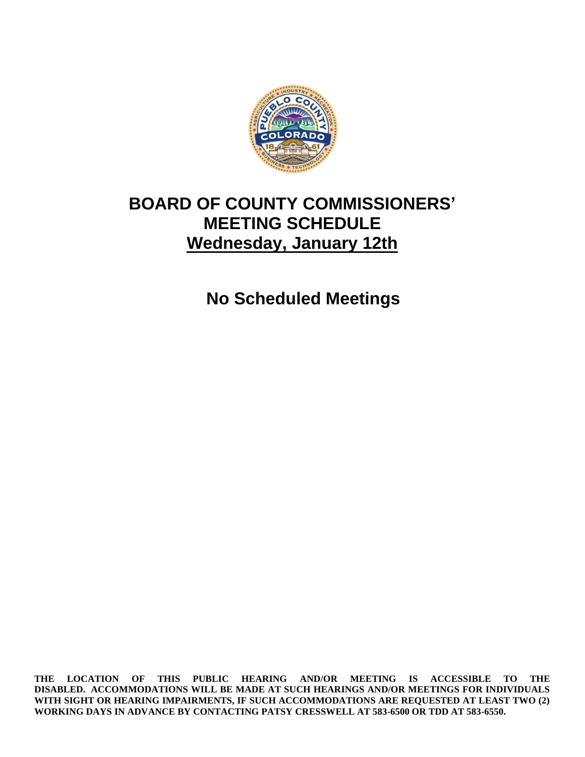# BOARD OF COUNTY COMMISSIONERS' MEETING SCHEDULE

## Wednesday, January 12th

**No Scheduled Meetings**

**THE LOCATION OF THIS PUBLIC HEARING AND/OR MEETING IS ACCESSIBLE TO THE DISABLED. ACCOMMODATIONS WILL BE MADE AT SUCH HEARINGS AND/OR MEETINGS FOR INDIVIDUALS WITH SIGHT OR HEARING IMPAIRMENTS, IF SUCH ACCOMMODATIONS ARE REQUESTED AT LEAST TWO (2) WORKING DAYS IN ADVANCE BY CONTACTING PATSY CRESSWELL AT 583-6500 OR TDD AT 583-6550.**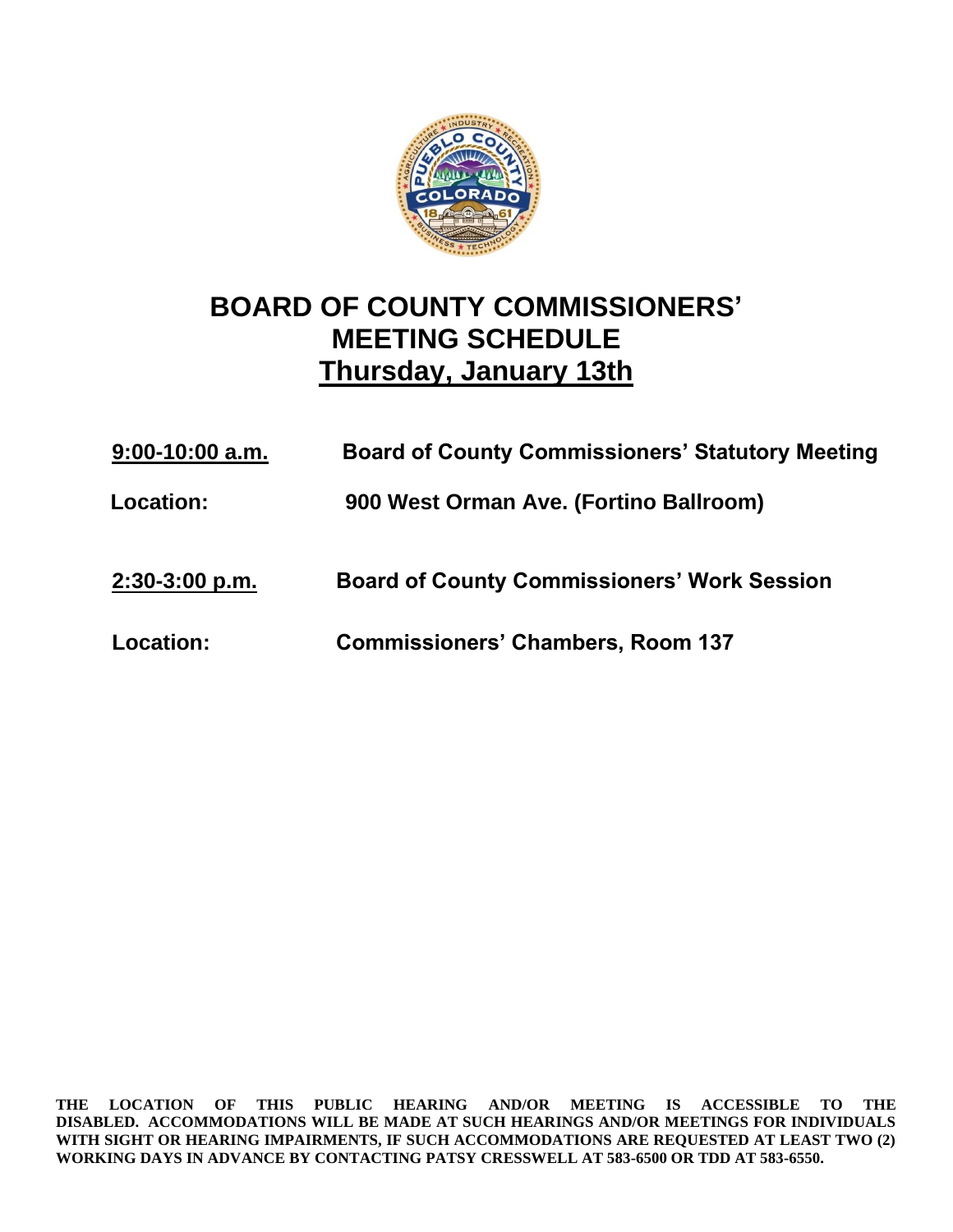# BOARD OF COUNTY COMMISSIONERS' MEETING SCHEDULE

## <u>Thursday, January 13th</u>

**<u>9:00-10:00 a.m.</u>** **Board of County Commissioners' Statutory Meeting**

**Location:** **900 West Orman Ave. (Fortino Ballroom)**

**<u>2:30-3:00 p.m.</u>** **Board of County Commissioners' Work Session**

**Location:** **Commissioners' Chambers, Room 137**

**THE LOCATION OF THIS PUBLIC HEARING AND/OR MEETING IS ACCESSIBLE TO THE DISABLED. ACCOMMODATIONS WILL BE MADE AT SUCH HEARINGS AND/OR MEETINGS FOR INDIVIDUALS WITH SIGHT OR HEARING IMPAIRMENTS, IF SUCH ACCOMMODATIONS ARE REQUESTED AT LEAST TWO (2) WORKING DAYS IN ADVANCE BY CONTACTING PATSY CRESSWELL AT 583-6500 OR TDD AT 583-6550.**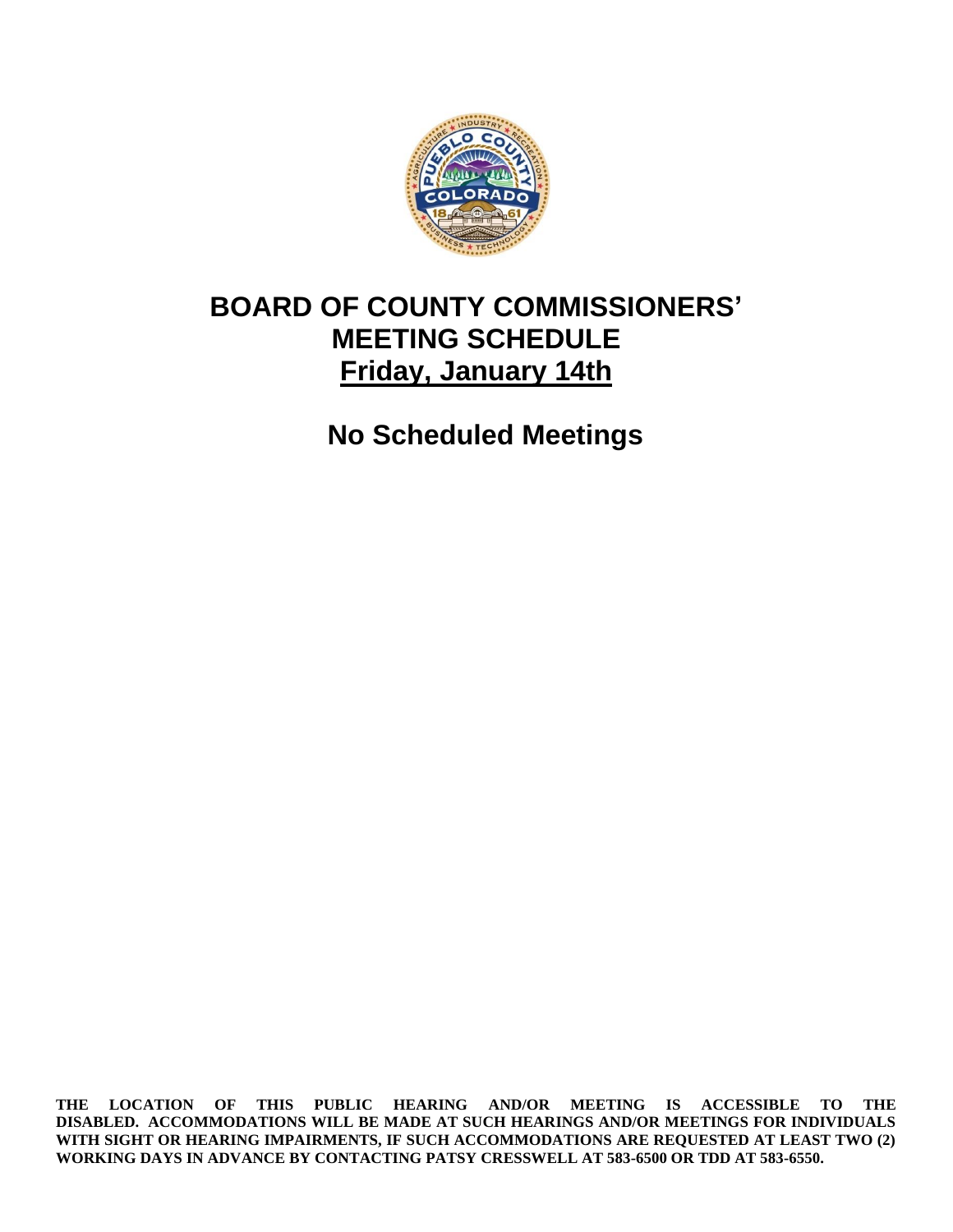# BOARD OF COUNTY COMMISSIONERS' MEETING SCHEDULE

## Friday, January 14th

## No Scheduled Meetings

**THE LOCATION OF THIS PUBLIC HEARING AND/OR MEETING IS ACCESSIBLE TO THE DISABLED. ACCOMMODATIONS WILL BE MADE AT SUCH HEARINGS AND/OR MEETINGS FOR INDIVIDUALS WITH SIGHT OR HEARING IMPAIRMENTS, IF SUCH ACCOMMODATIONS ARE REQUESTED AT LEAST TWO (2) WORKING DAYS IN ADVANCE BY CONTACTING PATSY CRESSWELL AT 583-6500 OR TDD AT 583-6550.**